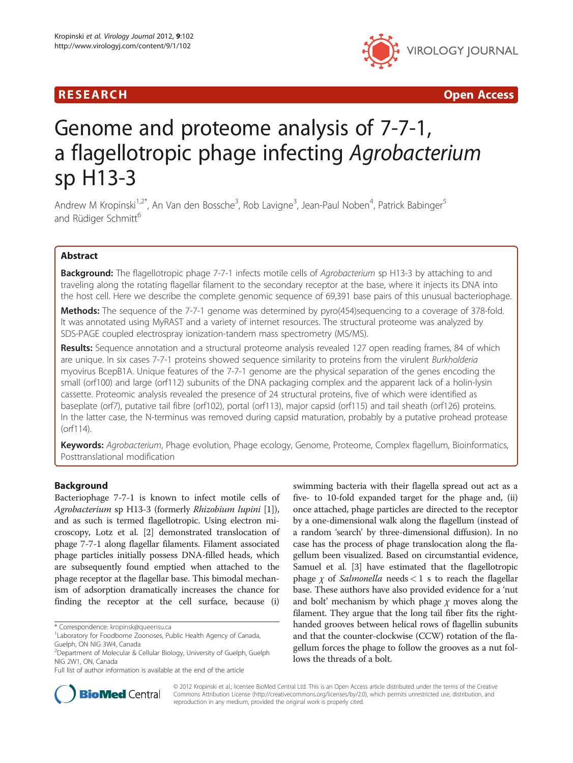RESEARCH Open Access

# Genome and proteome analysis of 7-7-1, a flagellotropic phage infecting *Agrobacterium* sp H13-3

Andrew M Kropinski[1,2*], An Van den Bossche[3], Rob Lavigne[3], Jean-Paul Noben[4], Patrick Babinger[5] and Rüdiger Schmitt[6]

## Abstract

**Background:** The flagellotropic phage 7-7-1 infects motile cells of *Agrobacterium* sp H13-3 by attaching to and traveling along the rotating flagellar filament to the secondary receptor at the base, where it injects its DNA into the host cell. Here we describe the complete genomic sequence of 69,391 base pairs of this unusual bacteriophage.

**Methods:** The sequence of the 7-7-1 genome was determined by pyro(454)sequencing to a coverage of 378-fold. It was annotated using MyRAST and a variety of internet resources. The structural proteome was analyzed by SDS-PAGE coupled electrospray ionization-tandem mass spectrometry (MS/MS).

**Results:** Sequence annotation and a structural proteome analysis revealed 127 open reading frames, 84 of which are unique. In six cases 7-7-1 proteins showed sequence similarity to proteins from the virulent *Burkholderia* myovirus BcepB1A. Unique features of the 7-7-1 genome are the physical separation of the genes encoding the small (orf100) and large (orf112) subunits of the DNA packaging complex and the apparent lack of a holin-lysin cassette. Proteomic analysis revealed the presence of 24 structural proteins, five of which were identified as baseplate (orf7), putative tail fibre (orf102), portal (orf113), major capsid (orf115) and tail sheath (orf126) proteins. In the latter case, the N-terminus was removed during capsid maturation, probably by a putative prohead protease (orf114).

**Keywords:** *Agrobacterium*, Phage evolution, Phage ecology, Genome, Proteome, Complex flagellum, Bioinformatics, Posttranslational modification

## Background

Bacteriophage 7-7-1 is known to infect motile cells of *Agrobacterium* sp H13-3 (formerly *Rhizobium lupini* [1]), and as such is termed flagellotropic. Using electron microscopy, Lotz et al. [2] demonstrated translocation of phage 7-7-1 along flagellar filaments. Filament associated phage particles initially possess DNA-filled heads, which are subsequently found emptied when attached to the phage receptor at the flagellar base. This bimodal mechanism of adsorption dramatically increases the chance for finding the receptor at the cell surface, because (i) swimming bacteria with their flagella spread out act as a five- to 10-fold expanded target for the phage and, (ii) once attached, phage particles are directed to the receptor by a one-dimensional walk along the flagellum (instead of a random 'search' by three-dimensional diffusion). In no case has the process of phage translocation along the flagellum been visualized. Based on circumstantial evidence, Samuel et al. [3] have estimated that the flagellotropic phage $\chi$ of *Salmonella* needs < 1 s to reach the flagellar base. These authors have also provided evidence for a 'nut and bolt' mechanism by which phage $\chi$ moves along the filament. They argue that the long tail fiber fits the right-handed grooves between helical rows of flagellin subunits and that the counter-clockwise (CCW) rotation of the flagellum forces the phage to follow the grooves as a nut follows the threads of a bolt.

\* Correspondence: kropinsk@queensu.ca
[1]Laboratory for Foodborne Zoonoses, Public Health Agency of Canada, Guelph, ON NIG 3W4, Canada
[2]Department of Molecular & Cellular Biology, University of Guelph, Guelph NIG 2W1, ON, Canada
Full list of author information is available at the end of the article

© 2012 Kropinski et al.; licensee BioMed Central Ltd. This is an Open Access article distributed under the terms of the Creative Commons Attribution License (http://creativecommons.org/licenses/by/2.0), which permits unrestricted use, distribution, and reproduction in any medium, provided the original work is properly cited.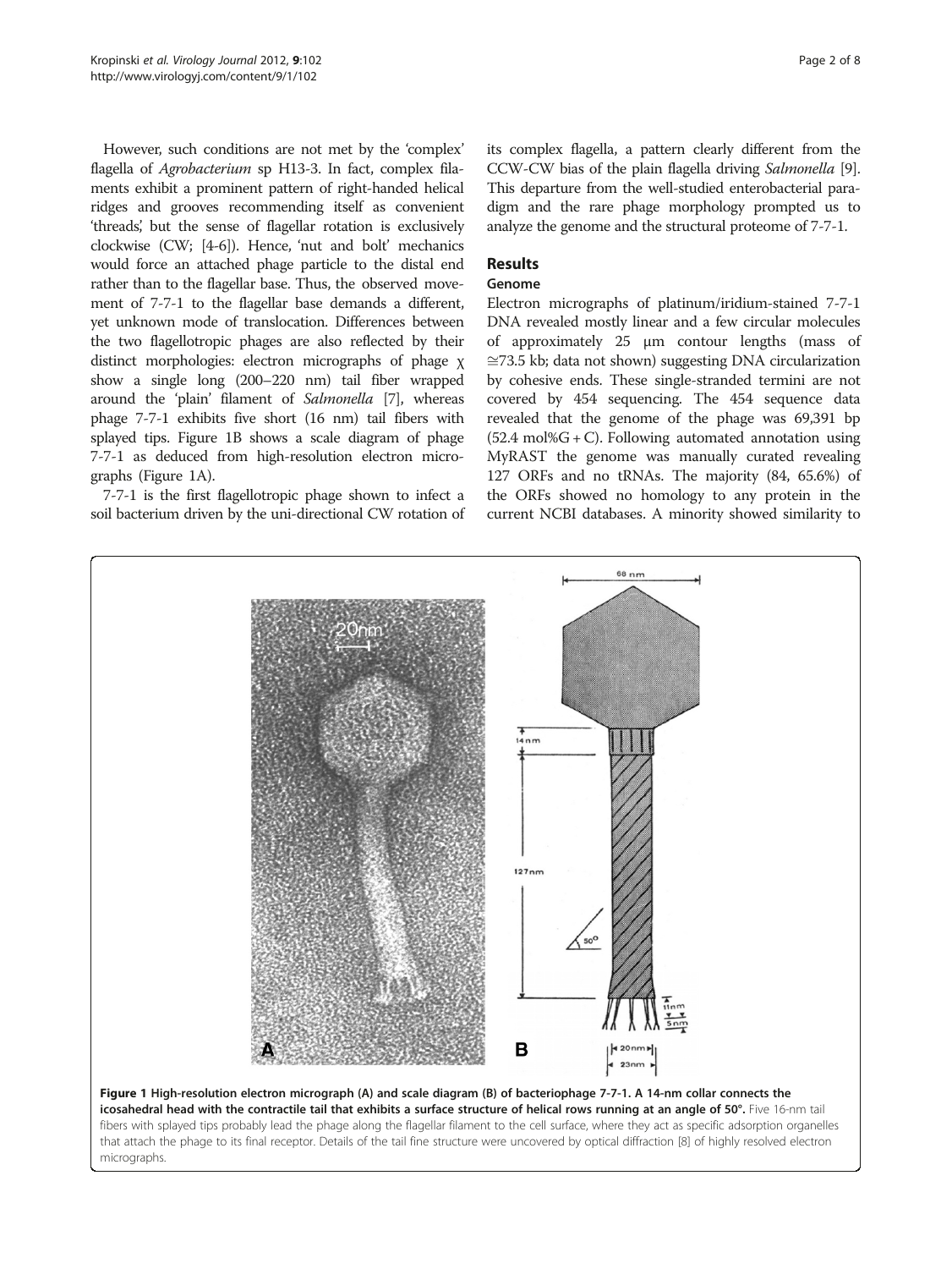However, such conditions are not met by the 'complex' flagella of *Agrobacterium* sp H13-3. In fact, complex filaments exhibit a prominent pattern of right-handed helical ridges and grooves recommending itself as convenient 'threads', but the sense of flagellar rotation is exclusively clockwise (CW; [4-6]). Hence, 'nut and bolt' mechanics would force an attached phage particle to the distal end rather than to the flagellar base. Thus, the observed movement of 7-7-1 to the flagellar base demands a different, yet unknown mode of translocation. Differences between the two flagellotropic phages are also reflected by their distinct morphologies: electron micrographs of phage χ show a single long (200–220 nm) tail fiber wrapped around the 'plain' filament of *Salmonella* [7], whereas phage 7-7-1 exhibits five short (16 nm) tail fibers with splayed tips. Figure 1B shows a scale diagram of phage 7-7-1 as deduced from high-resolution electron micrographs (Figure 1A).

7-7-1 is the first flagellotropic phage shown to infect a soil bacterium driven by the uni-directional CW rotation of its complex flagella, a pattern clearly different from the CCW-CW bias of the plain flagella driving *Salmonella* [9]. This departure from the well-studied enterobacterial paradigm and the rare phage morphology prompted us to analyze the genome and the structural proteome of 7-7-1.

## Results

### Genome

Electron micrographs of platinum/iridium-stained 7-7-1 DNA revealed mostly linear and a few circular molecules of approximately 25 μm contour lengths (mass of ≅73.5 kb; data not shown) suggesting DNA circularization by cohesive ends. These single-stranded termini are not covered by 454 sequencing. The 454 sequence data revealed that the genome of the phage was 69,391 bp (52.4 mol%G + C). Following automated annotation using MyRAST the genome was manually curated revealing 127 ORFs and no tRNAs. The majority (84, 65.6%) of the ORFs showed no homology to any protein in the current NCBI databases. A minority showed similarity to

**Figure 1 High-resolution electron micrograph (A) and scale diagram (B) of bacteriophage 7-7-1. A 14-nm collar connects the icosahedral head with the contractile tail that exhibits a surface structure of helical rows running at an angle of 50°.** Five 16-nm tail fibers with splayed tips probably lead the phage along the flagellar filament to the cell surface, where they act as specific adsorption organelles that attach the phage to its final receptor. Details of the tail fine structure were uncovered by optical diffraction [8] of highly resolved electron micrographs.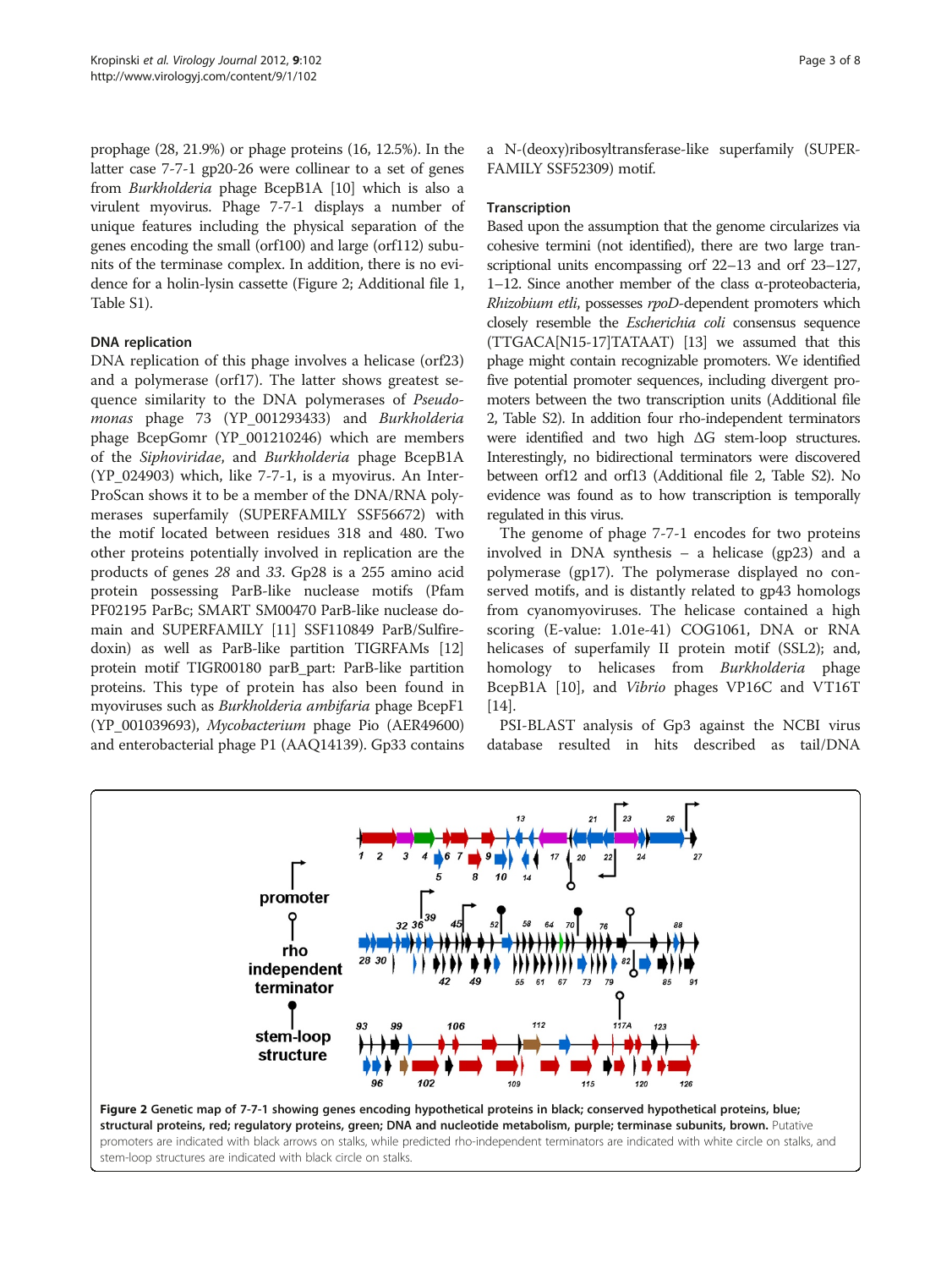prophage (28, 21.9%) or phage proteins (16, 12.5%). In the latter case 7-7-1 gp20-26 were collinear to a set of genes from *Burkholderia* phage BcepB1A [10] which is also a virulent myovirus. Phage 7-7-1 displays a number of unique features including the physical separation of the genes encoding the small (orf100) and large (orf112) subunits of the terminase complex. In addition, there is no evidence for a holin-lysin cassette (Figure 2; Additional file 1, Table S1).

### DNA replication

DNA replication of this phage involves a helicase (orf23) and a polymerase (orf17). The latter shows greatest sequence similarity to the DNA polymerases of *Pseudomonas* phage 73 (YP_001293433) and *Burkholderia* phage BcepGomr (YP_001210246) which are members of the *Siphoviridae*, and *Burkholderia* phage BcepB1A (YP_024903) which, like 7-7-1, is a myovirus. An InterProScan shows it to be a member of the DNA/RNA polymerases superfamily (SUPERFAMILY SSF56672) with the motif located between residues 318 and 480. Two other proteins potentially involved in replication are the products of genes *28* and *33*. Gp28 is a 255 amino acid protein possessing ParB-like nuclease motifs (Pfam PF02195 ParBc; SMART SM00470 ParB-like nuclease domain and SUPERFAMILY [11] SSF110849 ParB/Sulfiredoxin) as well as ParB-like partition TIGRFAMs [12] protein motif TIGR00180 parB_part: ParB-like partition proteins. This type of protein has also been found in myoviruses such as *Burkholderia ambifaria* phage BcepF1 (YP_001039693), *Mycobacterium* phage Pio (AER49600) and enterobacterial phage P1 (AAQ14139). Gp33 contains a N-(deoxy)ribosyltransferase-like superfamily (SUPERFAMILY SSF52309) motif.

### Transcription

Based upon the assumption that the genome circularizes via cohesive termini (not identified), there are two large transcriptional units encompassing orf 22–13 and orf 23–127, 1–12. Since another member of the class α-proteobacteria, *Rhizobium etli*, possesses *rpoD*-dependent promoters which closely resemble the *Escherichia coli* consensus sequence (TTGACA[N15-17]TATAAT) [13] we assumed that this phage might contain recognizable promoters. We identified five potential promoter sequences, including divergent promoters between the two transcription units (Additional file 2, Table S2). In addition four rho-independent terminators were identified and two high ΔG stem-loop structures. Interestingly, no bidirectional terminators were discovered between orf12 and orf13 (Additional file 2, Table S2). No evidence was found as to how transcription is temporally regulated in this virus.

The genome of phage 7-7-1 encodes for two proteins involved in DNA synthesis – a helicase (gp23) and a polymerase (gp17). The polymerase displayed no conserved motifs, and is distantly related to gp43 homologs from cyanomyoviruses. The helicase contained a high scoring (E-value: 1.01e-41) COG1061, DNA or RNA helicases of superfamily II protein motif (SSL2); and, homology to helicases from *Burkholderia* phage BcepB1A [10], and *Vibrio* phages VP16C and VT16T [14].

PSI-BLAST analysis of Gp3 against the NCBI virus database resulted in hits described as tail/DNA

**Figure 2 Genetic map of 7-7-1 showing genes encoding hypothetical proteins in black; conserved hypothetical proteins, blue; structural proteins, red; regulatory proteins, green; DNA and nucleotide metabolism, purple; terminase subunits, brown.** Putative promoters are indicated with black arrows on stalks, while predicted rho-independent terminators are indicated with white circle on stalks, and stem-loop structures are indicated with black circle on stalks.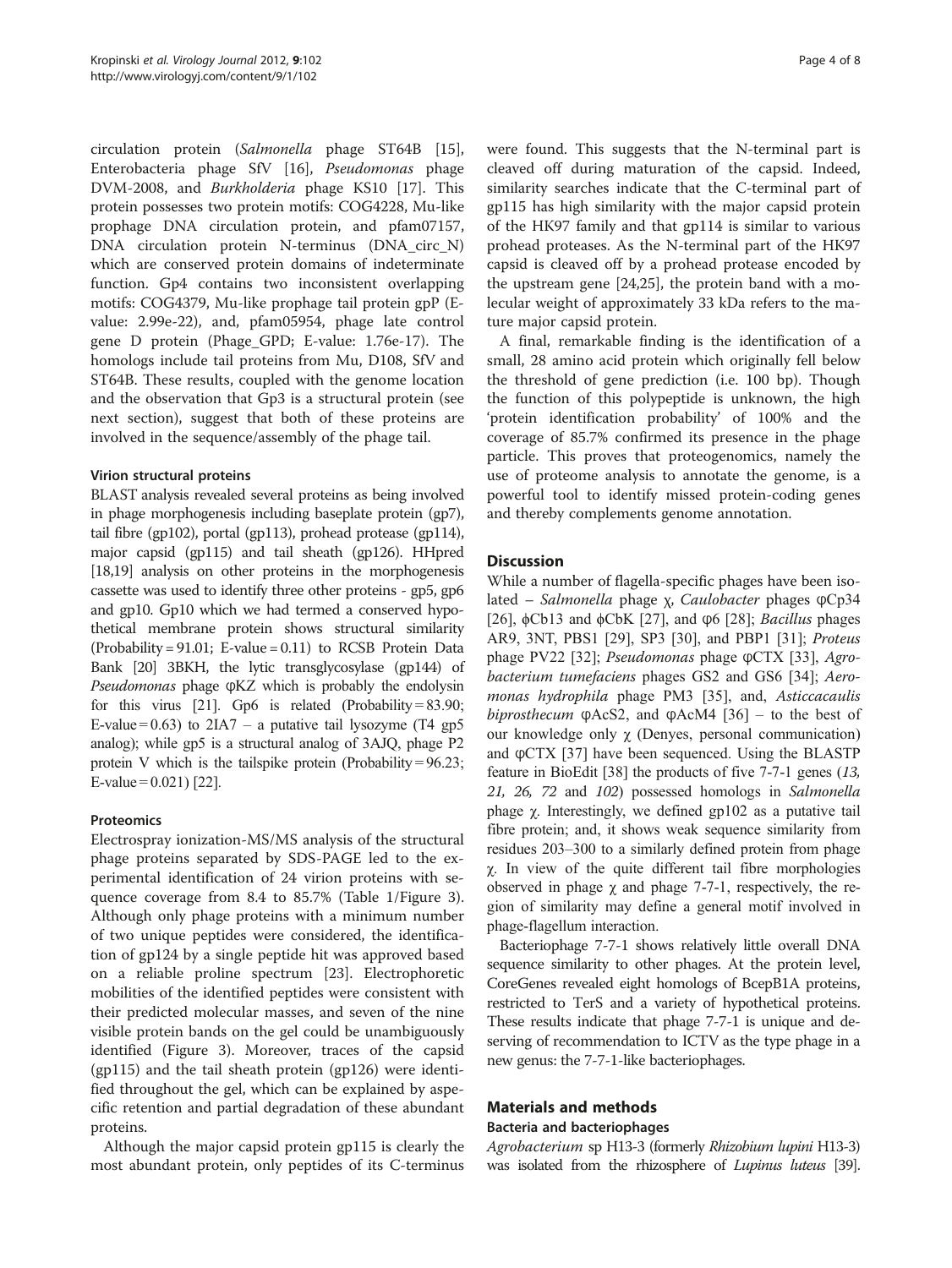circulation protein (*Salmonella* phage ST64B [15], Enterobacteria phage SfV [16], *Pseudomonas* phage DVM-2008, and *Burkholderia* phage KS10 [17]. This protein possesses two protein motifs: COG4228, Mu-like prophage DNA circulation protein, and pfam07157, DNA circulation protein N-terminus (DNA_circ_N) which are conserved protein domains of indeterminate function. Gp4 contains two inconsistent overlapping motifs: COG4379, Mu-like prophage tail protein gpP (E-value: 2.99e-22), and, pfam05954, phage late control gene D protein (Phage_GPD; E-value: 1.76e-17). The homologs include tail proteins from Mu, D108, SfV and ST64B. These results, coupled with the genome location and the observation that Gp3 is a structural protein (see next section), suggest that both of these proteins are involved in the sequence/assembly of the phage tail.

### Virion structural proteins

BLAST analysis revealed several proteins as being involved in phage morphogenesis including baseplate protein (gp7), tail fibre (gp102), portal (gp113), prohead protease (gp114), major capsid (gp115) and tail sheath (gp126). HHpred [18,19] analysis on other proteins in the morphogenesis cassette was used to identify three other proteins - gp5, gp6 and gp10. Gp10 which we had termed a conserved hypothetical membrane protein shows structural similarity (Probability = 91.01; E-value = 0.11) to RCSB Protein Data Bank [20] 3BKH, the lytic transglycosylase (gp144) of *Pseudomonas* phage φKZ which is probably the endolysin for this virus [21]. Gp6 is related (Probability = 83.90; E-value = 0.63) to 2IA7 – a putative tail lysozyme (T4 gp5 analog); while gp5 is a structural analog of 3AJQ, phage P2 protein V which is the tailspike protein (Probability = 96.23; E-value = 0.021) [22].

### Proteomics

Electrospray ionization-MS/MS analysis of the structural phage proteins separated by SDS-PAGE led to the experimental identification of 24 virion proteins with sequence coverage from 8.4 to 85.7% (Table 1/Figure 3). Although only phage proteins with a minimum number of two unique peptides were considered, the identification of gp124 by a single peptide hit was approved based on a reliable proline spectrum [23]. Electrophoretic mobilities of the identified peptides were consistent with their predicted molecular masses, and seven of the nine visible protein bands on the gel could be unambiguously identified (Figure 3). Moreover, traces of the capsid (gp115) and the tail sheath protein (gp126) were identified throughout the gel, which can be explained by aspecific retention and partial degradation of these abundant proteins.

Although the major capsid protein gp115 is clearly the most abundant protein, only peptides of its C-terminus were found. This suggests that the N-terminal part is cleaved off during maturation of the capsid. Indeed, similarity searches indicate that the C-terminal part of gp115 has high similarity with the major capsid protein of the HK97 family and that gp114 is similar to various prohead proteases. As the N-terminal part of the HK97 capsid is cleaved off by a prohead protease encoded by the upstream gene [24,25], the protein band with a molecular weight of approximately 33 kDa refers to the mature major capsid protein.

A final, remarkable finding is the identification of a small, 28 amino acid protein which originally fell below the threshold of gene prediction (i.e. 100 bp). Though the function of this polypeptide is unknown, the high 'protein identification probability' of 100% and the coverage of 85.7% confirmed its presence in the phage particle. This proves that proteogenomics, namely the use of proteome analysis to annotate the genome, is a powerful tool to identify missed protein-coding genes and thereby complements genome annotation.

## Discussion

While a number of flagella-specific phages have been isolated – *Salmonella* phage χ, *Caulobacter* phages φCp34 [26], ϕCb13 and ϕCbK [27], and φ6 [28]; *Bacillus* phages AR9, 3NT, PBS1 [29], SP3 [30], and PBP1 [31]; *Proteus* phage PV22 [32]; *Pseudomonas* phage φCTX [33], *Agrobacterium tumefaciens* phages GS2 and GS6 [34]; *Aeromonas hydrophila* phage PM3 [35], and, *Asticcacaulis biprosthecum* φAcS2, and φAcM4 [36] – to the best of our knowledge only χ (Denyes, personal communication) and φCTX [37] have been sequenced. Using the BLASTP feature in BioEdit [38] the products of five 7-7-1 genes (*13, 21, 26, 72* and *102*) possessed homologs in *Salmonella* phage χ. Interestingly, we defined gp102 as a putative tail fibre protein; and, it shows weak sequence similarity from residues 203–300 to a similarly defined protein from phage χ. In view of the quite different tail fibre morphologies observed in phage χ and phage 7-7-1, respectively, the region of similarity may define a general motif involved in phage-flagellum interaction.

Bacteriophage 7-7-1 shows relatively little overall DNA sequence similarity to other phages. At the protein level, CoreGenes revealed eight homologs of BcepB1A proteins, restricted to TerS and a variety of hypothetical proteins. These results indicate that phage 7-7-1 is unique and deserving of recommendation to ICTV as the type phage in a new genus: the 7-7-1-like bacteriophages.

## Materials and methods

### Bacteria and bacteriophages

*Agrobacterium* sp H13-3 (formerly *Rhizobium lupini* H13-3) was isolated from the rhizosphere of *Lupinus luteus* [39].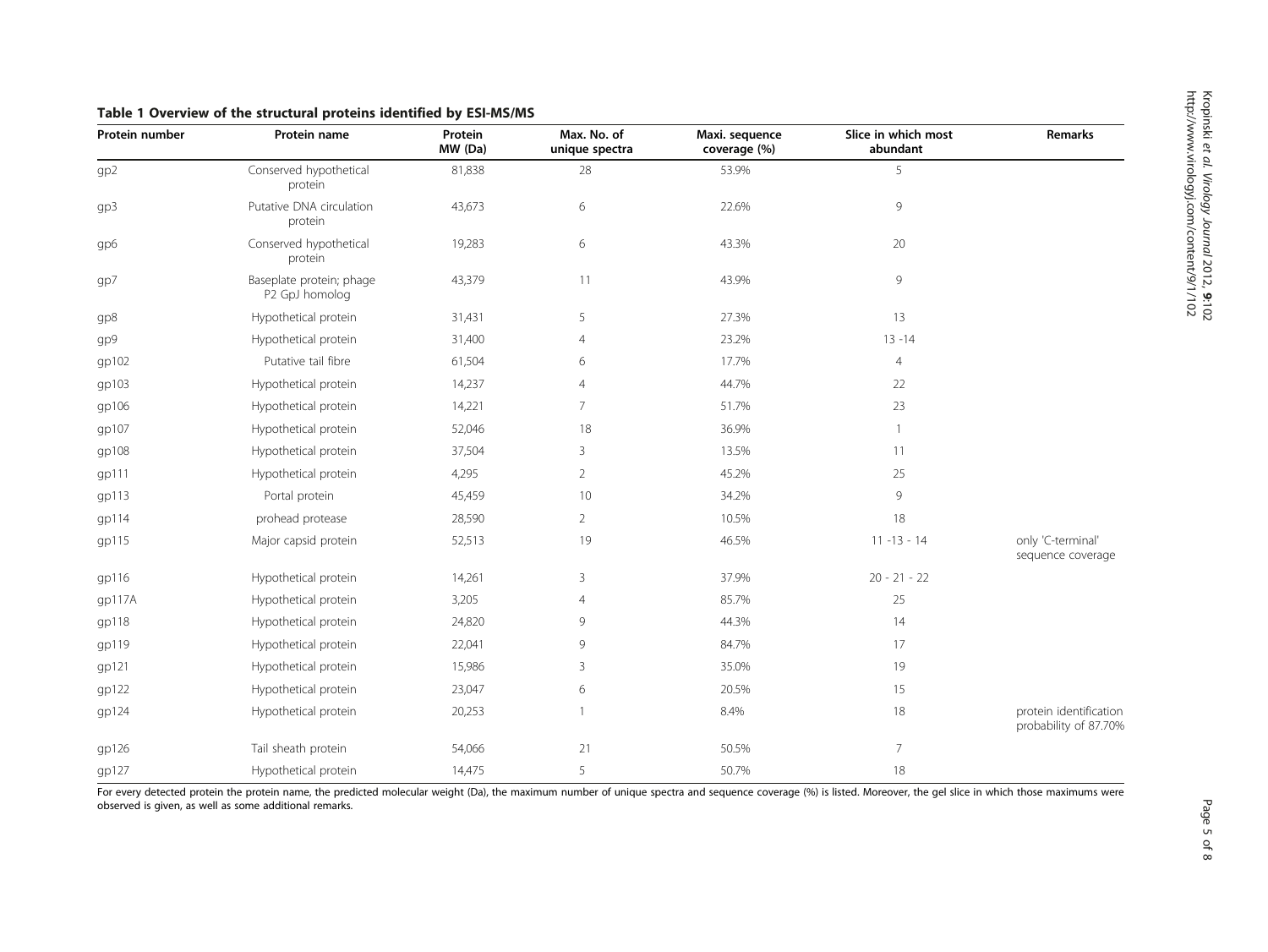**Table 1 Overview of the structural proteins identified by ESI-MS/MS**

| Protein number | Protein name | Protein MW (Da) | Max. No. of unique spectra | Maxi. sequence coverage (%) | Slice in which most abundant | Remarks |
|---|---|---|---|---|---|---|
| gp2 | Conserved hypothetical protein | 81,838 | 28 | 53.9% | 5 | |
| gp3 | Putative DNA circulation protein | 43,673 | 6 | 22.6% | 9 | |
| gp6 | Conserved hypothetical protein | 19,283 | 6 | 43.3% | 20 | |
| gp7 | Baseplate protein; phage P2 GpJ homolog | 43,379 | 11 | 43.9% | 9 | |
| gp8 | Hypothetical protein | 31,431 | 5 | 27.3% | 13 | |
| gp9 | Hypothetical protein | 31,400 | 4 | 23.2% | 13 -14 | |
| gp102 | Putative tail fibre | 61,504 | 6 | 17.7% | 4 | |
| gp103 | Hypothetical protein | 14,237 | 4 | 44.7% | 22 | |
| gp106 | Hypothetical protein | 14,221 | 7 | 51.7% | 23 | |
| gp107 | Hypothetical protein | 52,046 | 18 | 36.9% | 1 | |
| gp108 | Hypothetical protein | 37,504 | 3 | 13.5% | 11 | |
| gp111 | Hypothetical protein | 4,295 | 2 | 45.2% | 25 | |
| gp113 | Portal protein | 45,459 | 10 | 34.2% | 9 | |
| gp114 | prohead protease | 28,590 | 2 | 10.5% | 18 | |
| gp115 | Major capsid protein | 52,513 | 19 | 46.5% | 11 -13 - 14 | only 'C-terminal' sequence coverage |
| gp116 | Hypothetical protein | 14,261 | 3 | 37.9% | 20 - 21 - 22 | |
| gp117A | Hypothetical protein | 3,205 | 4 | 85.7% | 25 | |
| gp118 | Hypothetical protein | 24,820 | 9 | 44.3% | 14 | |
| gp119 | Hypothetical protein | 22,041 | 9 | 84.7% | 17 | |
| gp121 | Hypothetical protein | 15,986 | 3 | 35.0% | 19 | |
| gp122 | Hypothetical protein | 23,047 | 6 | 20.5% | 15 | |
| gp124 | Hypothetical protein | 20,253 | 1 | 8.4% | 18 | protein identification probability of 87.70% |
| gp126 | Tail sheath protein | 54,066 | 21 | 50.5% | 7 | |
| gp127 | Hypothetical protein | 14,475 | 5 | 50.7% | 18 | |

For every detected protein the protein name, the predicted molecular weight (Da), the maximum number of unique spectra and sequence coverage (%) is listed. Moreover, the gel slice in which those maximums were observed is given, as well as some additional remarks.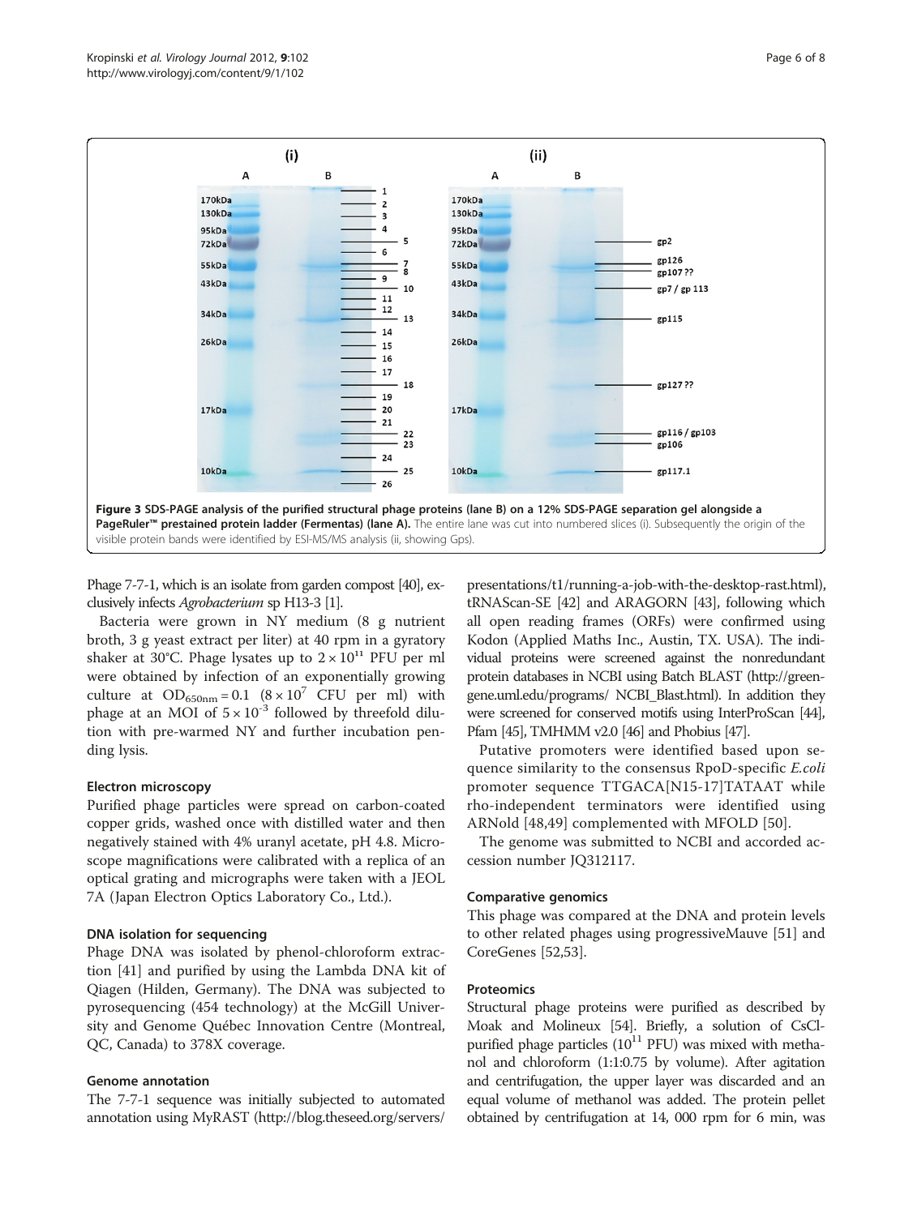**Figure 3 SDS-PAGE analysis of the purified structural phage proteins (lane B) on a 12% SDS-PAGE separation gel alongside a PageRuler™ prestained protein ladder (Fermentas) (lane A).** The entire lane was cut into numbered slices (i). Subsequently the origin of the visible protein bands were identified by ESI-MS/MS analysis (ii, showing Gps).

Phage 7-7-1, which is an isolate from garden compost [40], exclusively infects *Agrobacterium* sp H13-3 [1].

Bacteria were grown in NY medium (8 g nutrient broth, 3 g yeast extract per liter) at 40 rpm in a gyratory shaker at 30°C. Phage lysates up to $2 \times 10^{11}$ PFU per ml were obtained by infection of an exponentially growing culture at $OD_{650nm} = 0.1$ ($8 \times 10^{7}$ CFU per ml) with phage at an MOI of $5 \times 10^{-3}$ followed by threefold dilution with pre-warmed NY and further incubation pending lysis.

### Electron microscopy

Purified phage particles were spread on carbon-coated copper grids, washed once with distilled water and then negatively stained with 4% uranyl acetate, pH 4.8. Microscope magnifications were calibrated with a replica of an optical grating and micrographs were taken with a JEOL 7A (Japan Electron Optics Laboratory Co., Ltd.).

### DNA isolation for sequencing

Phage DNA was isolated by phenol-chloroform extraction [41] and purified by using the Lambda DNA kit of Qiagen (Hilden, Germany). The DNA was subjected to pyrosequencing (454 technology) at the McGill University and Genome Québec Innovation Centre (Montreal, QC, Canada) to 378X coverage.

### Genome annotation

The 7-7-1 sequence was initially subjected to automated annotation using MyRAST (http://blog.theseed.org/servers/presentations/t1/running-a-job-with-the-desktop-rast.html), tRNAScan-SE [42] and ARAGORN [43], following which all open reading frames (ORFs) were confirmed using Kodon (Applied Maths Inc., Austin, TX. USA). The individual proteins were screened against the nonredundant protein databases in NCBI using Batch BLAST (http://greengene.uml.edu/programs/ NCBI_Blast.html). In addition they were screened for conserved motifs using InterProScan [44], Pfam [45], TMHMM v2.0 [46] and Phobius [47].

Putative promoters were identified based upon sequence similarity to the consensus RpoD-specific *E.coli* promoter sequence TTGACA[N15-17]TATAAT while rho-independent terminators were identified using ARNold [48,49] complemented with MFOLD [50].

The genome was submitted to NCBI and accorded accession number JQ312117.

### Comparative genomics

This phage was compared at the DNA and protein levels to other related phages using progressiveMauve [51] and CoreGenes [52,53].

### Proteomics

Structural phage proteins were purified as described by Moak and Molineux [54]. Briefly, a solution of CsCl-purified phage particles ($10^{11}$ PFU) was mixed with methanol and chloroform (1:1:0.75 by volume). After agitation and centrifugation, the upper layer was discarded and an equal volume of methanol was added. The protein pellet obtained by centrifugation at 14, 000 rpm for 6 min, was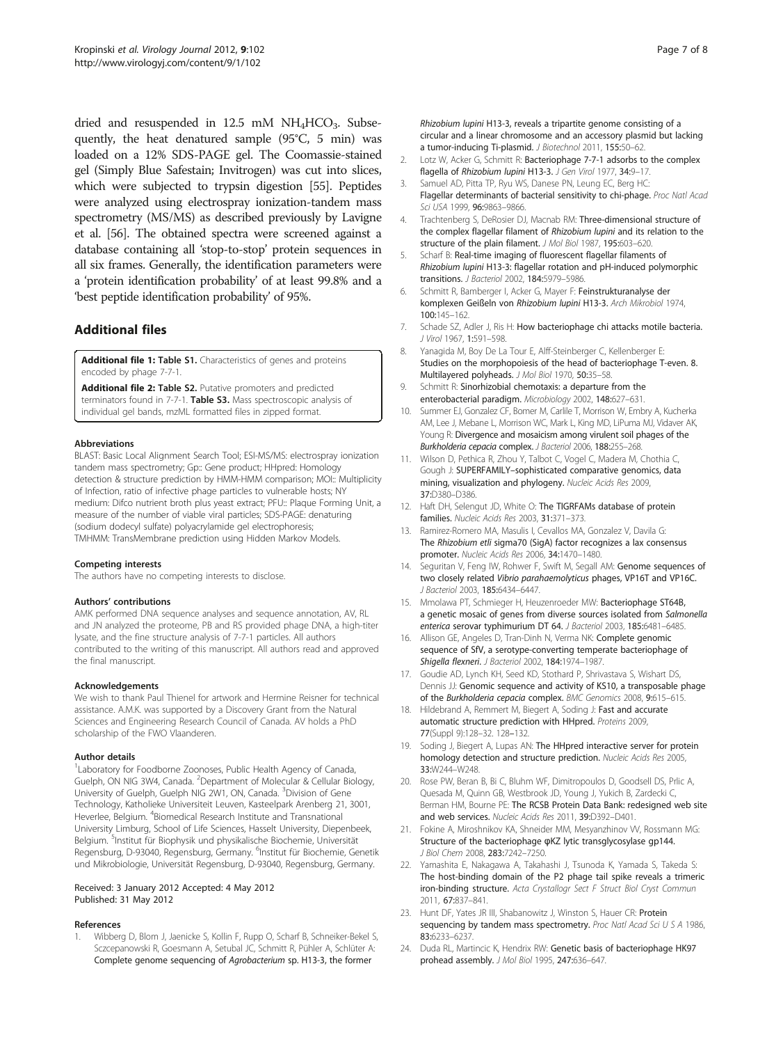dried and resuspended in 12.5 mM $NH_4HCO_3$. Subsequently, the heat denatured sample (95°C, 5 min) was loaded on a 12% SDS-PAGE gel. The Coomassie-stained gel (Simply Blue Safestain; Invitrogen) was cut into slices, which were subjected to trypsin digestion [55]. Peptides were analyzed using electrospray ionization-tandem mass spectrometry (MS/MS) as described previously by Lavigne et al. [56]. The obtained spectra were screened against a database containing all 'stop-to-stop' protein sequences in all six frames. Generally, the identification parameters were a 'protein identification probability' of at least 99.8% and a 'best peptide identification probability' of 95%.

## Additional files

**Additional file 1: Table S1.** Characteristics of genes and proteins encoded by phage 7-7-1.

**Additional file 2: Table S2.** Putative promoters and predicted terminators found in 7-7-1. **Table S3.** Mass spectroscopic analysis of individual gel bands, mzML formatted files in zipped format.

#### Abbreviations

BLAST: Basic Local Alignment Search Tool; ESI-MS/MS: electrospray ionization tandem mass spectrometry; Gp:: Gene product; HHpred: Homology detection & structure prediction by HMM-HMM comparison; MOI:: Multiplicity of Infection, ratio of infective phage particles to vulnerable hosts; NY medium: Difco nutrient broth plus yeast extract; PFU:: Plaque Forming Unit, a measure of the number of viable viral particles; SDS-PAGE: denaturing (sodium dodecyl sulfate) polyacrylamide gel electrophoresis; TMHMM: TransMembrane prediction using Hidden Markov Models.

#### Competing interests

The authors have no competing interests to disclose.

#### Authors' contributions

AMK performed DNA sequence analyses and sequence annotation, AV, RL and JN analyzed the proteome, PB and RS provided phage DNA, a high-titer lysate, and the fine structure analysis of 7-7-1 particles. All authors contributed to the writing of this manuscript. All authors read and approved the final manuscript.

#### Acknowledgements

We wish to thank Paul Thienel for artwork and Hermine Reisner for technical assistance. A.M.K. was supported by a Discovery Grant from the Natural Sciences and Engineering Research Council of Canada. AV holds a PhD scholarship of the FWO Vlaanderen.

#### Author details

[1]Laboratory for Foodborne Zoonoses, Public Health Agency of Canada, Guelph, ON NIG 3W4, Canada. [2]Department of Molecular & Cellular Biology, University of Guelph, Guelph NIG 2W1, ON, Canada. [3]Division of Gene Technology, Katholieke Universiteit Leuven, Kasteelpark Arenberg 21, 3001, Heverlee, Belgium. [4]Biomedical Research Institute and Transnational University Limburg, School of Life Sciences, Hasselt University, Diepenbeek, Belgium. [5]Institut für Biophysik und physikalische Biochemie, Universität Regensburg, D-93040, Regensburg, Germany. [6]Institut für Biochemie, Genetik und Mikrobiologie, Universität Regensburg, D-93040, Regensburg, Germany.

Received: 3 January 2012 Accepted: 4 May 2012
Published: 31 May 2012

#### References

1. Wibberg D, Blom J, Jaenicke S, Kollin F, Rupp O, Scharf B, Schneiker-Bekel S, Sczcepanowski R, Goesmann A, Setubal JC, Schmitt R, Pühler A, Schlüter A: **Complete genome sequencing of *Agrobacterium* sp. H13-3, the former *Rhizobium lupini* H13-3, reveals a tripartite genome consisting of a circular and a linear chromosome and an accessory plasmid but lacking a tumor-inducing Ti-plasmid.** *J Biotechnol* 2011, **155:**50–62.
2. Lotz W, Acker G, Schmitt R: **Bacteriophage 7-7-1 adsorbs to the complex flagella of *Rhizobium lupini* H13-3.** *J Gen Virol* 1977, **34:**9–17.
3. Samuel AD, Pitta TP, Ryu WS, Danese PN, Leung EC, Berg HC: **Flagellar determinants of bacterial sensitivity to chi-phage.** *Proc Natl Acad Sci USA* 1999, **96:**9863–9866.
4. Trachtenberg S, DeRosier DJ, Macnab RM: **Three-dimensional structure of the complex flagellar filament of *Rhizobium lupini* and its relation to the structure of the plain filament.** *J Mol Biol* 1987, **195:**603–620.
5. Scharf B: **Real-time imaging of fluorescent flagellar filaments of *Rhizobium lupini* H13-3: flagellar rotation and pH-induced polymorphic transitions.** *J Bacteriol* 2002, **184:**5979–5986.
6. Schmitt R, Bamberger I, Acker G, Mayer F: **Feinstrukturanalyse der komplexen Geißeln von *Rhizobium lupini* H13-3.** *Arch Mikrobiol* 1974, **100:**145–162.
7. Schade SZ, Adler J, Ris H: **How bacteriophage chi attacks motile bacteria.** *J Virol* 1967, **1:**591–598.
8. Yanagida M, Boy De La Tour E, Alff-Steinberger C, Kellenberger E: **Studies on the morphopoiesis of the head of bacteriophage T-even. 8. Multilayered polyheads.** *J Mol Biol* 1970, **50:**35–58.
9. Schmitt R: **Sinorhizobial chemotaxis: a departure from the enterobacterial paradigm.** *Microbiology* 2002, **148:**627–631.
10. Summer EJ, Gonzalez CF, Bomer M, Carlile T, Morrison W, Embry A, Kucherka AM, Lee J, Mebane L, Morrison WC, Mark L, King MD, LiPuma MJ, Vidaver AK, Young R: **Divergence and mosaicism among virulent soil phages of the *Burkholderia cepacia* complex.** *J Bacteriol* 2006, **188:**255–268.
11. Wilson D, Pethica R, Zhou Y, Talbot C, Vogel C, Madera M, Chothia C, Gough J: **SUPERFAMILY–sophisticated comparative genomics, data mining, visualization and phylogeny.** *Nucleic Acids Res* 2009, **37:**D380–D386.
12. Haft DH, Selengut JD, White O: **The TIGRFAMs database of protein families.** *Nucleic Acids Res* 2003, **31:**371–373.
13. Ramirez-Romero MA, Masulis I, Cevallos MA, Gonzalez V, Davila G: **The *Rhizobium etli* sigma70 (SigA) factor recognizes a lax consensus promoter.** *Nucleic Acids Res* 2006, **34:**1470–1480.
14. Seguritan V, Feng IW, Rohwer F, Swift M, Segall AM: **Genome sequences of two closely related *Vibrio parahaemolyticus* phages, VP16T and VP16C.** *J Bacteriol* 2003, **185:**6434–6447.
15. Mmolawa PT, Schmieger H, Heuzenroeder MW: **Bacteriophage ST64B, a genetic mosaic of genes from diverse sources isolated from *Salmonella enterica* serovar typhimurium DT 64.** *J Bacteriol* 2003, **185:**6481–6485.
16. Allison GE, Angeles D, Tran-Dinh N, Verma NK: **Complete genomic sequence of SfV, a serotype-converting temperate bacteriophage of *Shigella flexneri*.** *J Bacteriol* 2002, **184:**1974–1987.
17. Goudie AD, Lynch KH, Seed KD, Stothard P, Shrivastava S, Wishart DS, Dennis JJ: **Genomic sequence and activity of KS10, a transposable phage of the *Burkholderia cepacia* complex.** *BMC Genomics* 2008, **9:**615–615.
18. Hildebrand A, Remmert M, Biegert A, Soding J: **Fast and accurate automatic structure prediction with HHpred.** *Proteins* 2009, **77**(Suppl 9):128–32. 128–132.
19. Soding J, Biegert A, Lupas AN: **The HHpred interactive server for protein homology detection and structure prediction.** *Nucleic Acids Res* 2005, **33:**W244–W248.
20. Rose PW, Beran B, Bi C, Bluhm WF, Dimitropoulos D, Goodsell DS, Prlic A, Quesada M, Quinn GB, Westbrook JD, Young J, Yukich B, Zardecki C, Berman HM, Bourne PE: **The RCSB Protein Data Bank: redesigned web site and web services.** *Nucleic Acids Res* 2011, **39:**D392–D401.
21. Fokine A, Miroshnikov KA, Shneider MM, Mesyanzhinov VV, Rossmann MG: **Structure of the bacteriophage φKZ lytic transglycosylase gp144.** *J Biol Chem* 2008, **283:**7242–7250.
22. Yamashita E, Nakagawa A, Takahashi J, Tsunoda K, Yamada S, Takeda S: **The host-binding domain of the P2 phage tail spike reveals a trimeric iron-binding structure.** *Acta Crystallogr Sect F Struct Biol Cryst Commun* 2011, **67:**837–841.
23. Hunt DF, Yates JR III, Shabanowitz J, Winston S, Hauer CR: **Protein sequencing by tandem mass spectrometry.** *Proc Natl Acad Sci U S A* 1986, **83:**6233–6237.
24. Duda RL, Martincic K, Hendrix RW: **Genetic basis of bacteriophage HK97 prohead assembly.** *J Mol Biol* 1995, **247:**636–647.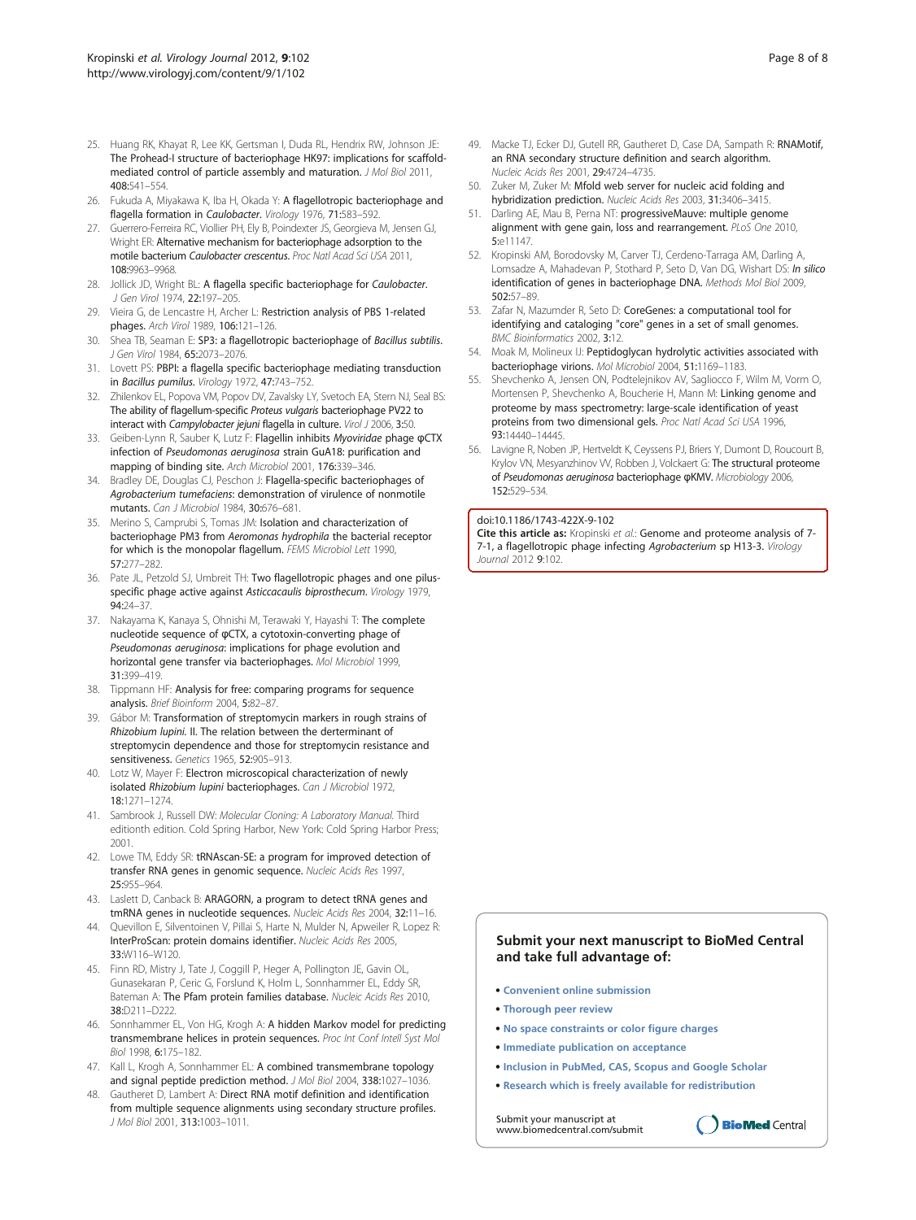25. Huang RK, Khayat R, Lee KK, Gertsman I, Duda RL, Hendrix RW, Johnson JE: The Prohead-I structure of bacteriophage HK97: implications for scaffold-mediated control of particle assembly and maturation. *J Mol Biol* 2011, **408:**541–554.
26. Fukuda A, Miyakawa K, Iba H, Okada Y: A flagellotropic bacteriophage and flagella formation in *Caulobacter*. *Virology* 1976, **71:**583–592.
27. Guerrero-Ferreira RC, Viollier PH, Ely B, Poindexter JS, Georgieva M, Jensen GJ, Wright ER: Alternative mechanism for bacteriophage adsorption to the motile bacterium *Caulobacter crescentus*. *Proc Natl Acad Sci USA* 2011, **108:**9963–9968.
28. Jollick JD, Wright BL: A flagella specific bacteriophage for *Caulobacter*. *J Gen Virol* 1974, **22:**197–205.
29. Vieira G, de Lencastre H, Archer L: Restriction analysis of PBS 1-related phages. *Arch Virol* 1989, **106:**121–126.
30. Shea TB, Seaman E: SP3: a flagellotropic bacteriophage of *Bacillus subtilis*. *J Gen Virol* 1984, **65:**2073–2076.
31. Lovett PS: PBPI: a flagella specific bacteriophage mediating transduction in *Bacillus pumilus*. *Virology* 1972, **47:**743–752.
32. Zhilenkov EL, Popova VM, Popov DV, Zavalsky LY, Svetoch EA, Stern NJ, Seal BS: The ability of flagellum-specific *Proteus vulgaris* bacteriophage PV22 to interact with *Campylobacter jejuni* flagella in culture. *Virol J* 2006, **3:**50.
33. Geiben-Lynn R, Sauber K, Lutz F: Flagellin inhibits *Myoviridae* phage φCTX infection of *Pseudomonas aeruginosa* strain GuA18: purification and mapping of binding site. *Arch Microbiol* 2001, **176:**339–346.
34. Bradley DE, Douglas CJ, Peschon J: Flagella-specific bacteriophages of *Agrobacterium tumefaciens*: demonstration of virulence of nonmotile mutants. *Can J Microbiol* 1984, **30:**676–681.
35. Merino S, Camprubi S, Tomas JM: Isolation and characterization of bacteriophage PM3 from *Aeromonas hydrophila* the bacterial receptor for which is the monopolar flagellum. *FEMS Microbiol Lett* 1990, **57:**277–282.
36. Pate JL, Petzold SJ, Umbreit TH: Two flagellotropic phages and one pilus-specific phage active against *Asticcacaulis biprosthecum*. *Virology* 1979, **94:**24–37.
37. Nakayama K, Kanaya S, Ohnishi M, Terawaki Y, Hayashi T: The complete nucleotide sequence of φCTX, a cytotoxin-converting phage of *Pseudomonas aeruginosa*: implications for phage evolution and horizontal gene transfer via bacteriophages. *Mol Microbiol* 1999, **31:**399–419.
38. Tippmann HF: Analysis for free: comparing programs for sequence analysis. *Brief Bioinform* 2004, **5:**82–87.
39. Gábor M: Transformation of streptomycin markers in rough strains of *Rhizobium lupini*. II. The relation between the determinant of streptomycin dependence and those for streptomycin resistance and sensitiveness. *Genetics* 1965, **52:**905–913.
40. Lotz W, Mayer F: Electron microscopical characterization of newly isolated *Rhizobium lupini* bacteriophages. *Can J Microbiol* 1972, **18:**1271–1274.
41. Sambrook J, Russell DW: *Molecular Cloning: A Laboratory Manual*. Third editionth edition. Cold Spring Harbor, New York: Cold Spring Harbor Press; 2001.
42. Lowe TM, Eddy SR: tRNAscan-SE: a program for improved detection of transfer RNA genes in genomic sequence. *Nucleic Acids Res* 1997, **25:**955–964.
43. Laslett D, Canback B: ARAGORN, a program to detect tRNA genes and tmRNA genes in nucleotide sequences. *Nucleic Acids Res* 2004, **32:**11–16.
44. Quevillon E, Silventoinen V, Pillai S, Harte N, Mulder N, Apweiler R, Lopez R: InterProScan: protein domains identifier. *Nucleic Acids Res* 2005, **33:**W116–W120.
45. Finn RD, Mistry J, Tate J, Coggill P, Heger A, Pollington JE, Gavin OL, Gunasekaran P, Ceric G, Forslund K, Holm L, Sonnhammer EL, Eddy SR, Bateman A: The Pfam protein families database. *Nucleic Acids Res* 2010, **38:**D211–D222.
46. Sonnhammer EL, Von HG, Krogh A: A hidden Markov model for predicting transmembrane helices in protein sequences. *Proc Int Conf Intell Syst Mol Biol* 1998, **6:**175–182.
47. Kall L, Krogh A, Sonnhammer EL: A combined transmembrane topology and signal peptide prediction method. *J Mol Biol* 2004, **338:**1027–1036.
48. Gautheret D, Lambert A: Direct RNA motif definition and identification from multiple sequence alignments using secondary structure profiles. *J Mol Biol* 2001, **313:**1003–1011.
49. Macke TJ, Ecker DJ, Gutell RR, Gautheret D, Case DA, Sampath R: RNAMotif, an RNA secondary structure definition and search algorithm. *Nucleic Acids Res* 2001, **29:**4724–4735.
50. Zuker M, Zuker M: Mfold web server for nucleic acid folding and hybridization prediction. *Nucleic Acids Res* 2003, **31:**3406–3415.
51. Darling AE, Mau B, Perna NT: progressiveMauve: multiple genome alignment with gene gain, loss and rearrangement. *PLoS One* 2010, **5:**e11147.
52. Kropinski AM, Borodovsky M, Carver TJ, Cerdeno-Tarraga AM, Darling A, Lomsadze A, Mahadevan P, Stothard P, Seto D, Van DG, Wishart DS: *In silico* identification of genes in bacteriophage DNA. *Methods Mol Biol* 2009, **502:**57–89.
53. Zafar N, Mazumder R, Seto D: CoreGenes: a computational tool for identifying and cataloging "core" genes in a set of small genomes. *BMC Bioinformatics* 2002, **3:**12.
54. Moak M, Molineux IJ: Peptidoglycan hydrolytic activities associated with bacteriophage virions. *Mol Microbiol* 2004, **51:**1169–1183.
55. Shevchenko A, Jensen ON, Podtelejnikov AV, Sagliocco F, Wilm M, Vorm O, Mortensen P, Shevchenko A, Boucherie H, Mann M: Linking genome and proteome by mass spectrometry: large-scale identification of yeast proteins from two dimensional gels. *Proc Natl Acad Sci USA* 1996, **93:**14440–14445.
56. Lavigne R, Noben JP, Hertveldt K, Ceyssens PJ, Briers Y, Dumont D, Roucourt B, Krylov VN, Mesyanzhinov VV, Robben J, Volckaert G: The structural proteome of *Pseudomonas aeruginosa* bacteriophage φKMV. *Microbiology* 2006, **152:**529–534.

doi:10.1186/1743-422X-9-102

**Cite this article as:** Kropinski *et al.*: Genome and proteome analysis of 7-7-1, a flagellotropic phage infecting *Agrobacterium* sp H13-3. *Virology Journal* 2012 **9**:102.

**Submit your next manuscript to BioMed Central and take full advantage of:**

- Convenient online submission
- Thorough peer review
- No space constraints or color figure charges
- Immediate publication on acceptance
- Inclusion in PubMed, CAS, Scopus and Google Scholar
- Research which is freely available for redistribution

Submit your manuscript at www.biomedcentral.com/submit

BioMed Central